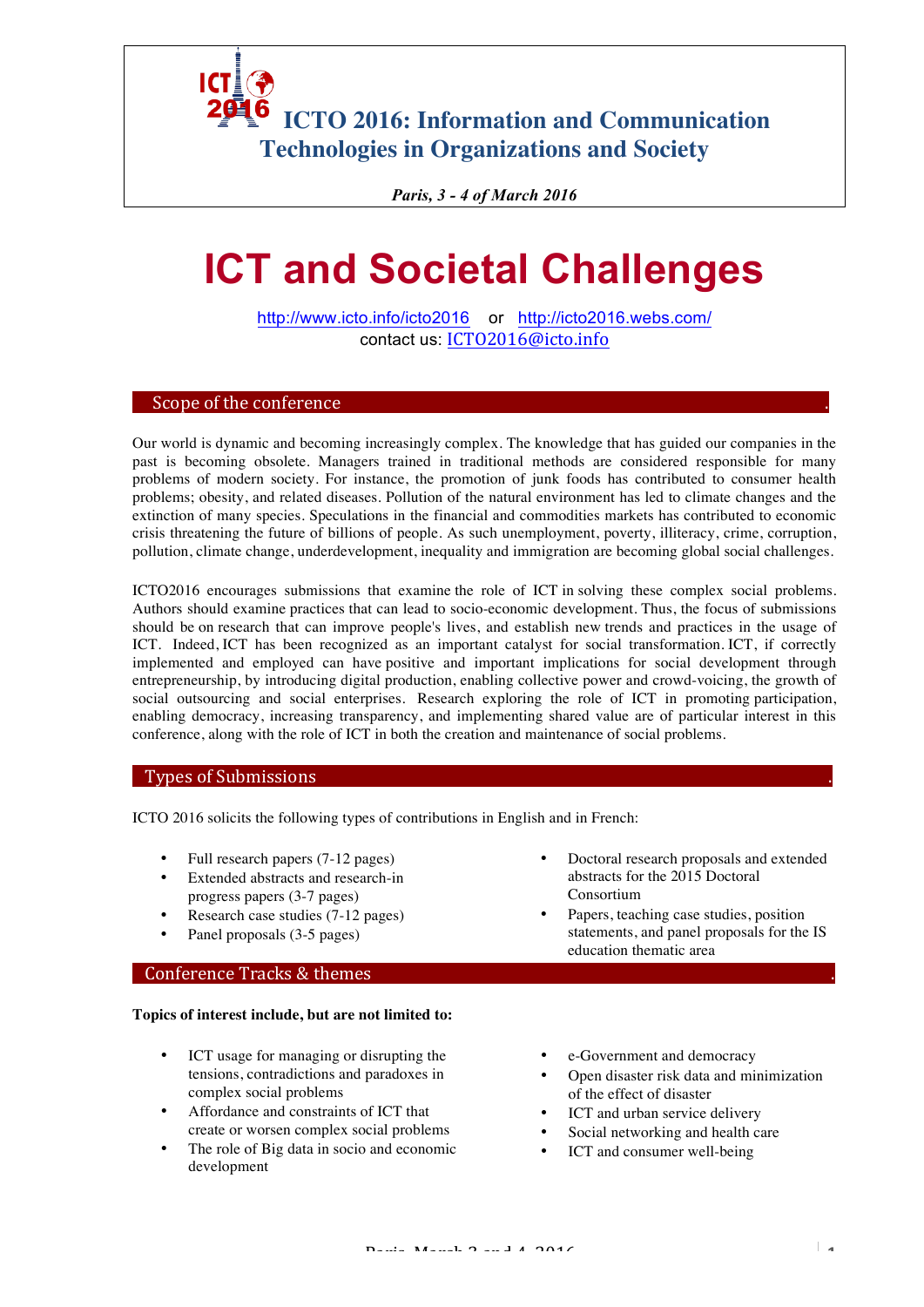# ICTO 2016: Information and Communication Technologies in Organizations and Society

*Paris, 3 - 4 of March 2016*

# ICT and Societal Challenges

http://www.icto.info/icto2016 or http://icto2016.webs.com/
contact us: ICTO2016@icto.info

## Scope of the conference

Our world is dynamic and becoming increasingly complex. The knowledge that has guided our companies in the past is becoming obsolete. Managers trained in traditional methods are considered responsible for many problems of modern society. For instance, the promotion of junk foods has contributed to consumer health problems; obesity, and related diseases. Pollution of the natural environment has led to climate changes and the extinction of many species. Speculations in the financial and commodities markets has contributed to economic crisis threatening the future of billions of people. As such unemployment, poverty, illiteracy, crime, corruption, pollution, climate change, underdevelopment, inequality and immigration are becoming global social challenges.

ICTO2016 encourages submissions that examine the role of ICT in solving these complex social problems. Authors should examine practices that can lead to socio-economic development. Thus, the focus of submissions should be on research that can improve people's lives, and establish new trends and practices in the usage of ICT. Indeed, ICT has been recognized as an important catalyst for social transformation. ICT, if correctly implemented and employed can have positive and important implications for social development through entrepreneurship, by introducing digital production, enabling collective power and crowd-voicing, the growth of social outsourcing and social enterprises. Research exploring the role of ICT in promoting participation, enabling democracy, increasing transparency, and implementing shared value are of particular interest in this conference, along with the role of ICT in both the creation and maintenance of social problems.

## Types of Submissions

ICTO 2016 solicits the following types of contributions in English and in French:

- Full research papers (7-12 pages)
- Extended abstracts and research-in progress papers (3-7 pages)
- Research case studies (7-12 pages)
- Panel proposals (3-5 pages)
- Doctoral research proposals and extended abstracts for the 2015 Doctoral Consortium
- Papers, teaching case studies, position statements, and panel proposals for the IS education thematic area

## Conference Tracks & themes

**Topics of interest include, but are not limited to:**

- ICT usage for managing or disrupting the tensions, contradictions and paradoxes in complex social problems
- Affordance and constraints of ICT that create or worsen complex social problems
- The role of Big data in socio and economic development
- e-Government and democracy
- Open disaster risk data and minimization of the effect of disaster
- ICT and urban service delivery
- Social networking and health care
- ICT and consumer well-being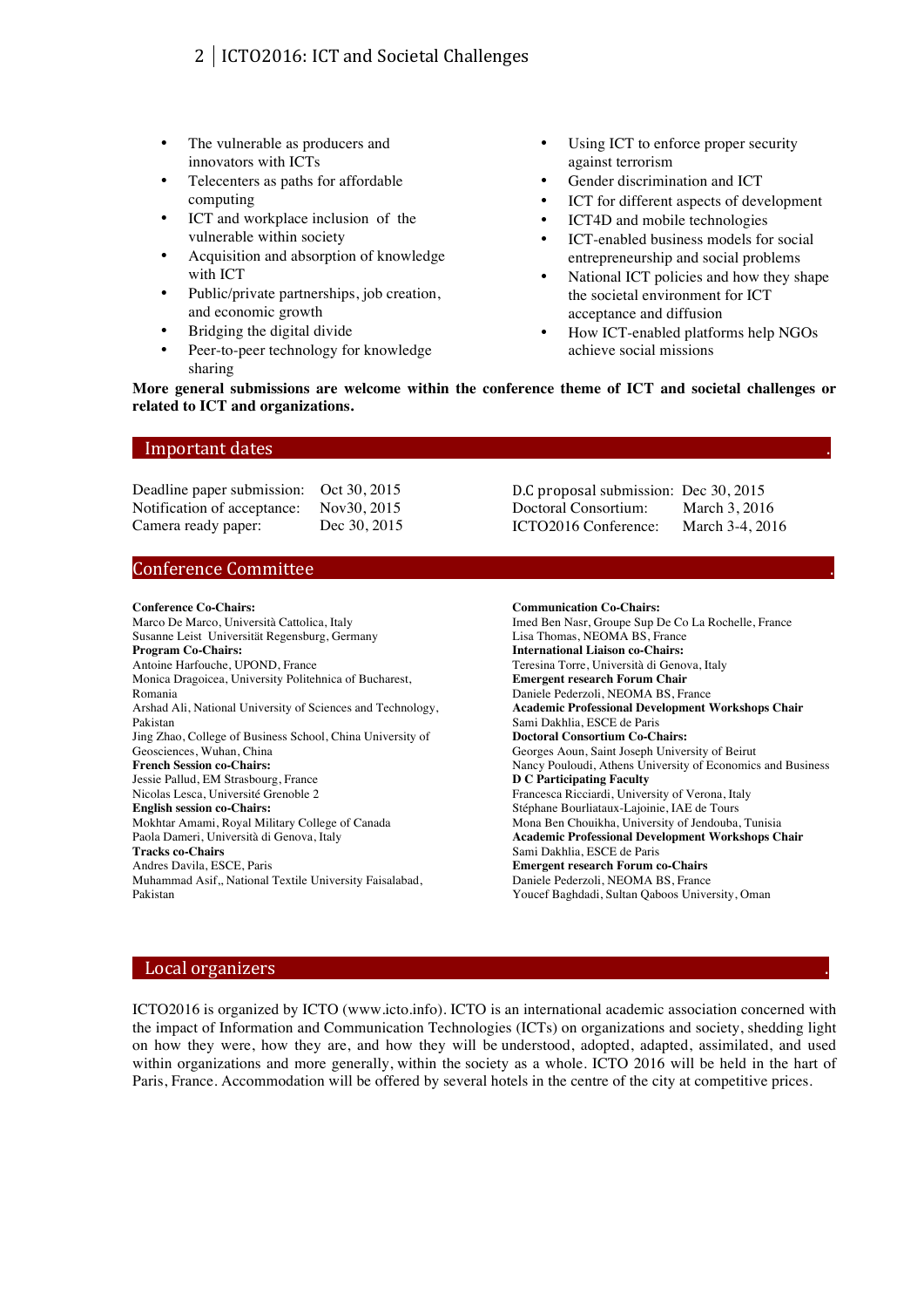- The vulnerable as producers and innovators with ICTs
- Telecenters as paths for affordable computing
- ICT and workplace inclusion of the vulnerable within society
- Acquisition and absorption of knowledge with ICT
- Public/private partnerships, job creation, and economic growth
- Bridging the digital divide
- Peer-to-peer technology for knowledge sharing
- Using ICT to enforce proper security against terrorism
- Gender discrimination and ICT
- ICT for different aspects of development
- ICT4D and mobile technologies
- ICT-enabled business models for social entrepreneurship and social problems
- National ICT policies and how they shape the societal environment for ICT acceptance and diffusion
- How ICT-enabled platforms help NGOs achieve social missions

**More general submissions are welcome within the conference theme of ICT and societal challenges or related to ICT and organizations.**

## Important dates

| | |
|---|---|
| Deadline paper submission: | Oct 30, 2015 |
| Notification of acceptance: | Nov30, 2015 |
| Camera ready paper: | Dec 30, 2015 |
| D.C proposal submission: | Dec 30, 2015 |
| Doctoral Consortium: | March 3, 2016 |
| ICTO2016 Conference: | March 3-4, 2016 |

## Conference Committee

**Conference Co-Chairs:**
Marco De Marco, Università Cattolica, Italy
Susanne Leist Universität Regensburg, Germany

**Program Co-Chairs:**
Antoine Harfouche, UPOND, France
Monica Dragoicea, University Politehnica of Bucharest, Romania
Arshad Ali, National University of Sciences and Technology, Pakistan
Jing Zhao, College of Business School, China University of Geosciences, Wuhan, China

**French Session co-Chairs:**
Jessie Pallud, EM Strasbourg, France
Nicolas Lesca, Université Grenoble 2

**English session co-Chairs:**
Mokhtar Amami, Royal Military College of Canada
Paola Dameri, Università di Genova, Italy

**Tracks co-Chairs**
Andres Davila, ESCE, Paris
Muhammad Asif,, National Textile University Faisalabad, Pakistan

**Communication Co-Chairs:**
Imed Ben Nasr, Groupe Sup De Co La Rochelle, France
Lisa Thomas, NEOMA BS, France

**International Liaison co-Chairs:**
Teresina Torre, Università di Genova, Italy

**Emergent research Forum Chair**
Daniele Pederzoli, NEOMA BS, France

**Academic Professional Development Workshops Chair**
Sami Dakhlia, ESCE de Paris

**Doctoral Consortium Co-Chairs:**
Georges Aoun, Saint Joseph University of Beirut
Nancy Pouloudi, Athens University of Economics and Business

**D C Participating Faculty**
Francesca Ricciardi, University of Verona, Italy
Stéphane Bourliataux-Lajoinie, IAE de Tours
Mona Ben Chouikha, University of Jendouba, Tunisia

**Academic Professional Development Workshops Chair**
Sami Dakhlia, ESCE de Paris

**Emergent research Forum co-Chairs**
Daniele Pederzoli, NEOMA BS, France
Youcef Baghdadi, Sultan Qaboos University, Oman

## Local organizers

ICTO2016 is organized by ICTO (www.icto.info). ICTO is an international academic association concerned with the impact of Information and Communication Technologies (ICTs) on organizations and society, shedding light on how they were, how they are, and how they will be understood, adopted, adapted, assimilated, and used within organizations and more generally, within the society as a whole. ICTO 2016 will be held in the hart of Paris, France. Accommodation will be offered by several hotels in the centre of the city at competitive prices.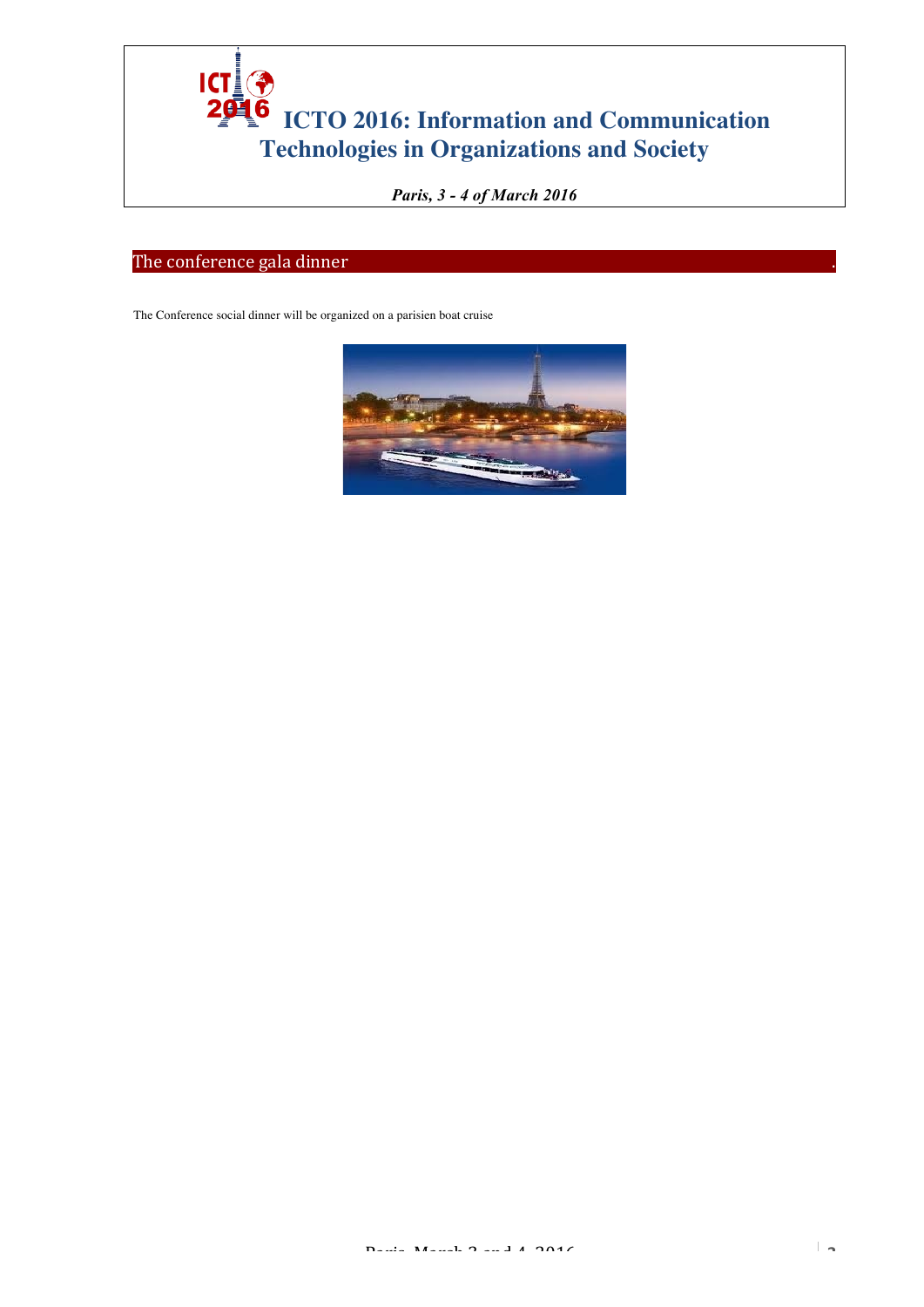# ICTO 2016: Information and Communication Technologies in Organizations and Society

*Paris, 3 - 4 of March 2016*

## The conference gala dinner

The Conference social dinner will be organized on a parisien boat cruise